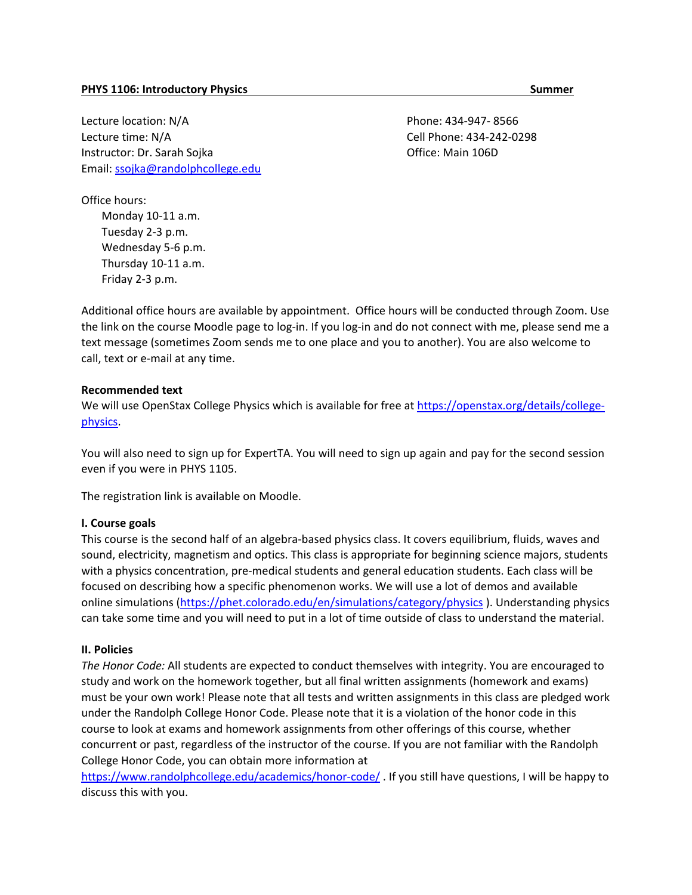**PHYS 1106: Introductory Physics** **Summer**

Lecture location: N/A
Lecture time: N/A
Instructor: Dr. Sarah Sojka
Email: ssojka@randolphcollege.edu

Phone: 434-947- 8566
Cell Phone: 434-242-0298
Office: Main 106D

Office hours:

- Monday 10-11 a.m.
- Tuesday 2-3 p.m.
- Wednesday 5-6 p.m.
- Thursday 10-11 a.m.
- Friday 2-3 p.m.

Additional office hours are available by appointment. Office hours will be conducted through Zoom. Use the link on the course Moodle page to log-in. If you log-in and do not connect with me, please send me a text message (sometimes Zoom sends me to one place and you to another). You are also welcome to call, text or e-mail at any time.

**Recommended text**

We will use OpenStax College Physics which is available for free at https://openstax.org/details/college-physics.

You will also need to sign up for ExpertTA. You will need to sign up again and pay for the second session even if you were in PHYS 1105.

The registration link is available on Moodle.

**I. Course goals**

This course is the second half of an algebra-based physics class. It covers equilibrium, fluids, waves and sound, electricity, magnetism and optics. This class is appropriate for beginning science majors, students with a physics concentration, pre-medical students and general education students. Each class will be focused on describing how a specific phenomenon works. We will use a lot of demos and available online simulations (https://phet.colorado.edu/en/simulations/category/physics ). Understanding physics can take some time and you will need to put in a lot of time outside of class to understand the material.

**II. Policies**

*The Honor Code:* All students are expected to conduct themselves with integrity. You are encouraged to study and work on the homework together, but all final written assignments (homework and exams) must be your own work! Please note that all tests and written assignments in this class are pledged work under the Randolph College Honor Code. Please note that it is a violation of the honor code in this course to look at exams and homework assignments from other offerings of this course, whether concurrent or past, regardless of the instructor of the course. If you are not familiar with the Randolph College Honor Code, you can obtain more information at https://www.randolphcollege.edu/academics/honor-code/ . If you still have questions, I will be happy to discuss this with you.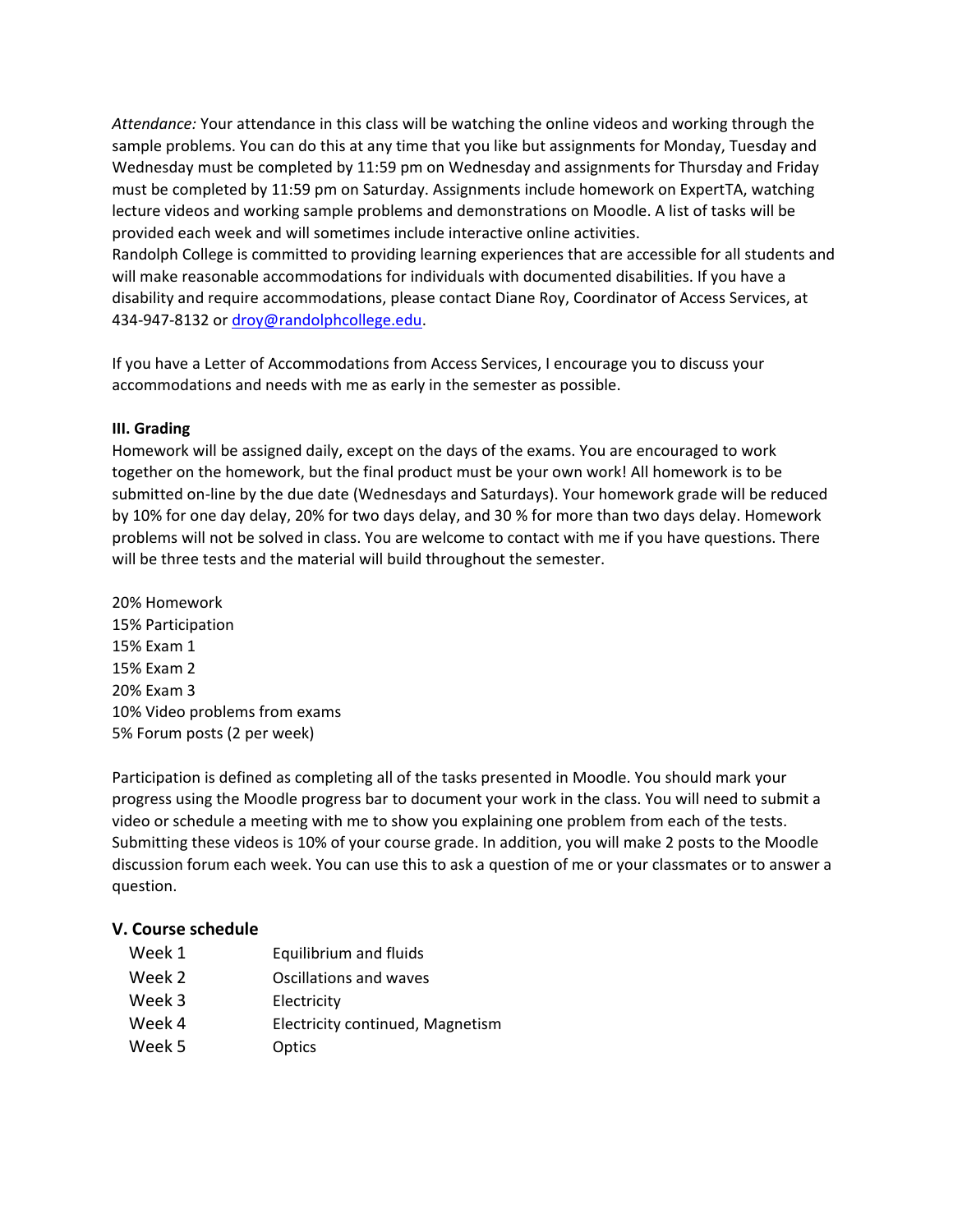*Attendance:* Your attendance in this class will be watching the online videos and working through the sample problems. You can do this at any time that you like but assignments for Monday, Tuesday and Wednesday must be completed by 11:59 pm on Wednesday and assignments for Thursday and Friday must be completed by 11:59 pm on Saturday. Assignments include homework on ExpertTA, watching lecture videos and working sample problems and demonstrations on Moodle. A list of tasks will be provided each week and will sometimes include interactive online activities.
Randolph College is committed to providing learning experiences that are accessible for all students and will make reasonable accommodations for individuals with documented disabilities. If you have a disability and require accommodations, please contact Diane Roy, Coordinator of Access Services, at 434-947-8132 or [droy@randolphcollege.edu](mailto:droy@randolphcollege.edu).

If you have a Letter of Accommodations from Access Services, I encourage you to discuss your accommodations and needs with me as early in the semester as possible.

**III. Grading**

Homework will be assigned daily, except on the days of the exams. You are encouraged to work together on the homework, but the final product must be your own work! All homework is to be submitted on-line by the due date (Wednesdays and Saturdays). Your homework grade will be reduced by 10% for one day delay, 20% for two days delay, and 30 % for more than two days delay. Homework problems will not be solved in class. You are welcome to contact with me if you have questions. There will be three tests and the material will build throughout the semester.

20% Homework
15% Participation
15% Exam 1
15% Exam 2
20% Exam 3
10% Video problems from exams
5% Forum posts (2 per week)

Participation is defined as completing all of the tasks presented in Moodle. You should mark your progress using the Moodle progress bar to document your work in the class. You will need to submit a video or schedule a meeting with me to show you explaining one problem from each of the tests. Submitting these videos is 10% of your course grade. In addition, you will make 2 posts to the Moodle discussion forum each week. You can use this to ask a question of me or your classmates or to answer a question.

## V. Course schedule

| | |
|---|---|
| Week 1 | Equilibrium and fluids |
| Week 2 | Oscillations and waves |
| Week 3 | Electricity |
| Week 4 | Electricity continued, Magnetism |
| Week 5 | Optics |